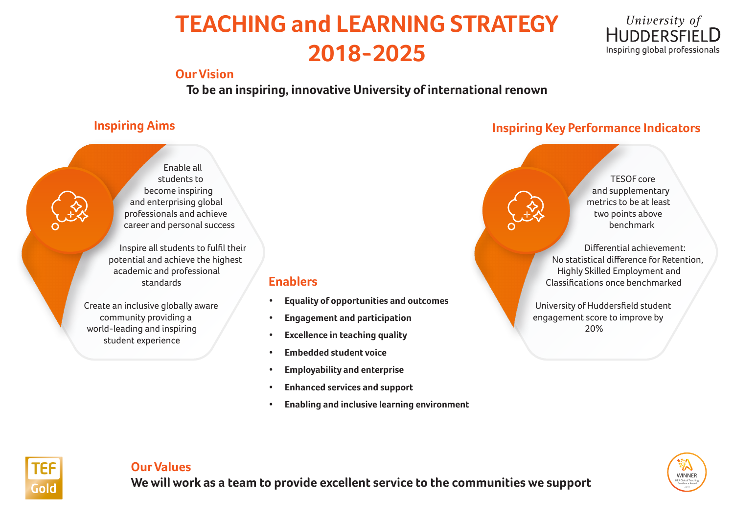# TEACHING and LEARNING STRATEGY 2018-2025

University of HUDDERSFIELD
Inspiring global professionals

## Our Vision

**To be an inspiring, innovative University of international renown**

## Inspiring Aims

Enable all students to become inspiring and enterprising global professionals and achieve career and personal success

Inspire all students to fulfil their potential and achieve the highest academic and professional standards

Create an inclusive globally aware community providing a world-leading and inspiring student experience

## Enablers

- **Equality of opportunities and outcomes**
- **Engagement and participation**
- **Excellence in teaching quality**
- **Embedded student voice**
- **Employability and enterprise**
- **Enhanced services and support**
- **Enabling and inclusive learning environment**

## Inspiring Key Performance Indicators

TESOF core and supplementary metrics to be at least two points above benchmark

Differential achievement: No statistical difference for Retention, Highly Skilled Employment and Classifications once benchmarked

University of Huddersfield student engagement score to improve by 20%

TEF Gold

## Our Values

**We will work as a team to provide excellent service to the communities we support**

WINNER
HEA Global Teaching Excellence Award
2017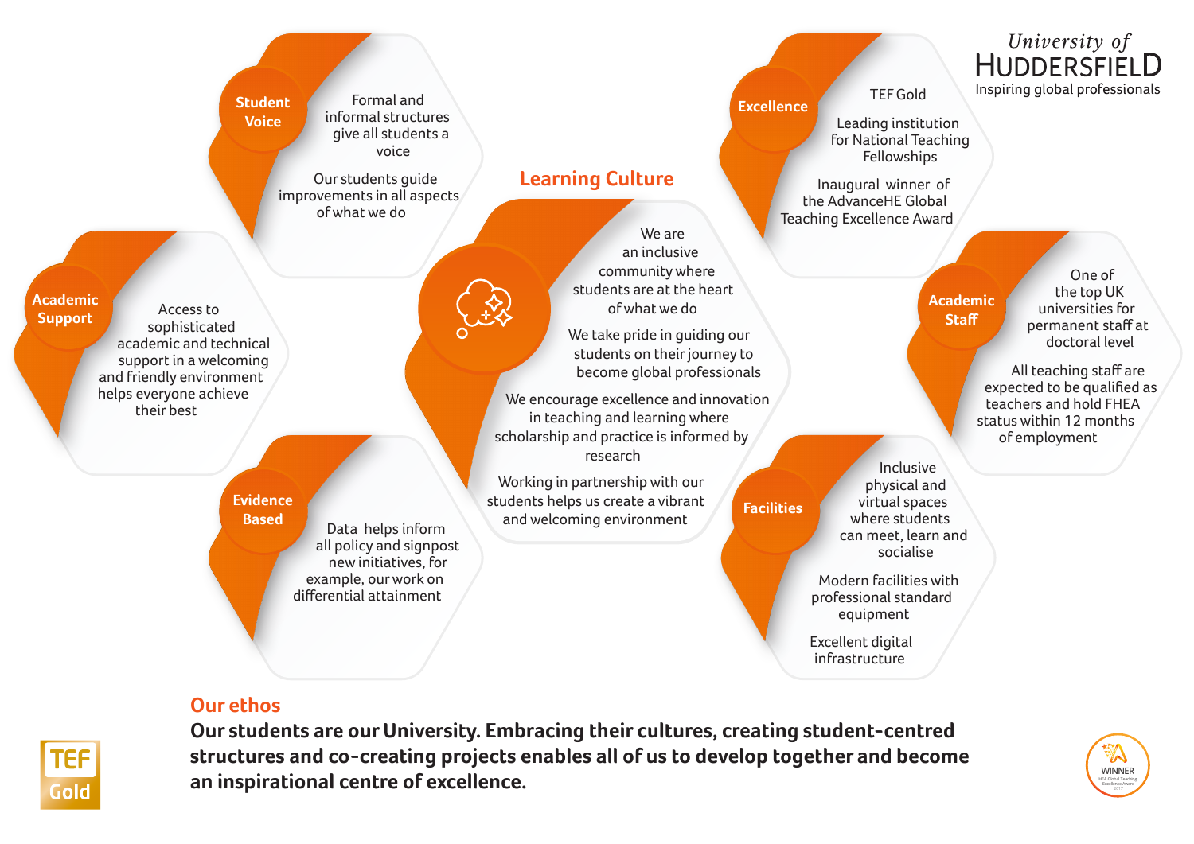University of HUDDERSFIELD
Inspiring global professionals

## Learning Culture

We are an inclusive community where students are at the heart of what we do

We take pride in guiding our students on their journey to become global professionals

We encourage excellence and innovation in teaching and learning where scholarship and practice is informed by research

Working in partnership with our students helps us create a vibrant and welcoming environment

### Student Voice

Formal and informal structures give all students a voice

Our students guide improvements in all aspects of what we do

### Excellence

TEF Gold

Leading institution for National Teaching Fellowships

Inaugural winner of the AdvanceHE Global Teaching Excellence Award

### Academic Support

Access to sophisticated academic and technical support in a welcoming and friendly environment helps everyone achieve their best

### Academic Staff

One of the top UK universities for permanent staff at doctoral level

All teaching staff are expected to be qualified as teachers and hold FHEA status within 12 months of employment

### Evidence Based

Data helps inform all policy and signpost new initiatives, for example, our work on differential attainment

### Facilities

Inclusive physical and virtual spaces where students can meet, learn and socialise

Modern facilities with professional standard equipment

Excellent digital infrastructure

## Our ethos

**Our students are our University. Embracing their cultures, creating student-centred structures and co-creating projects enables all of us to develop together and become an inspirational centre of excellence.**

TEF Gold

WINNER HEA Global Teaching Excellence Award 2017